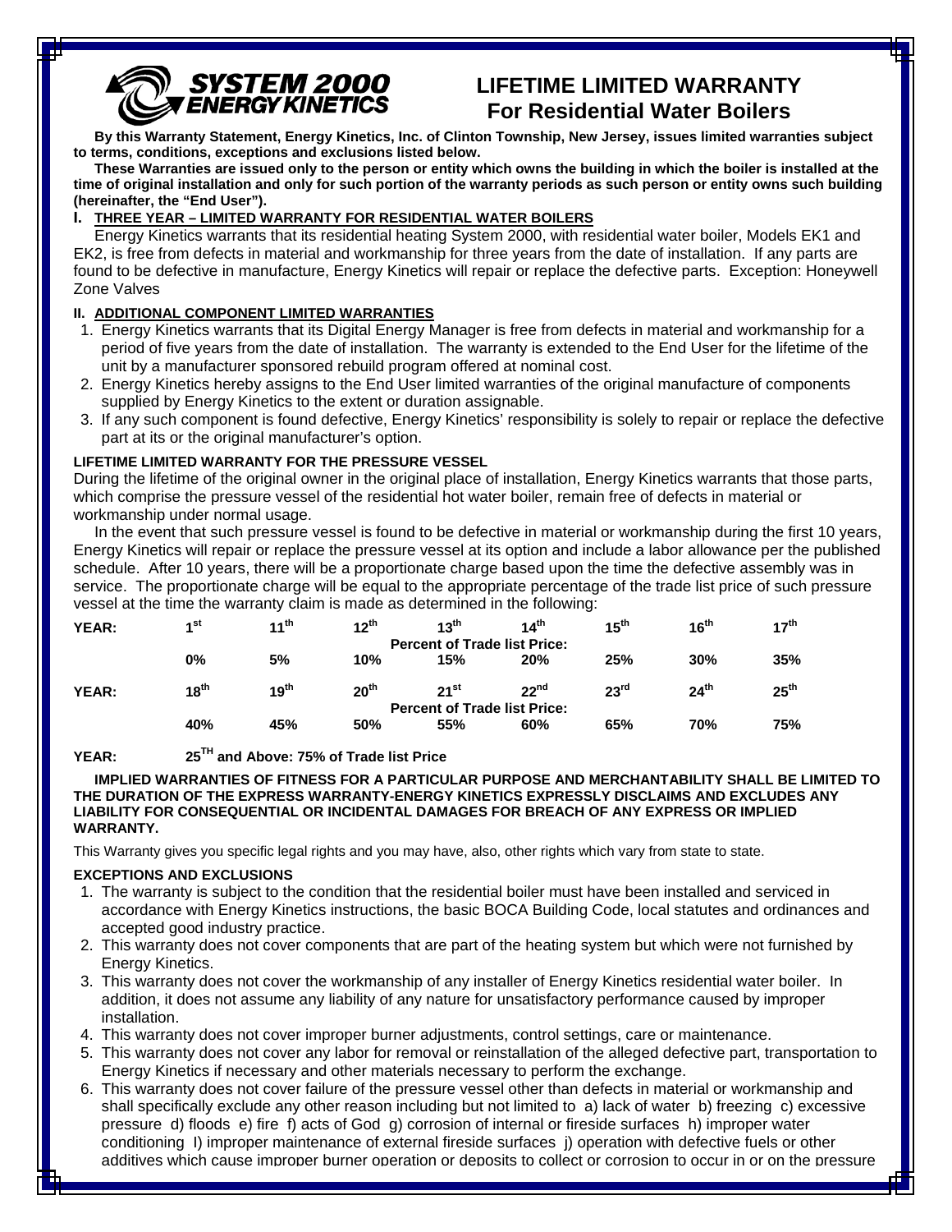**SYSTEM 2000 ENERGY KINETICS**

# LIFETIME LIMITED WARRANTY
## For Residential Water Boilers

**By this Warranty Statement, Energy Kinetics, Inc. of Clinton Township, New Jersey, issues limited warranties subject to terms, conditions, exceptions and exclusions listed below.**

**These Warranties are issued only to the person or entity which owns the building in which the boiler is installed at the time of original installation and only for such portion of the warranty periods as such person or entity owns such building (hereinafter, the "End User").**

### I. THREE YEAR – LIMITED WARRANTY FOR RESIDENTIAL WATER BOILERS

Energy Kinetics warrants that its residential heating System 2000, with residential water boiler, Models EK1 and EK2, is free from defects in material and workmanship for three years from the date of installation. If any parts are found to be defective in manufacture, Energy Kinetics will repair or replace the defective parts. Exception: Honeywell Zone Valves

### II. ADDITIONAL COMPONENT LIMITED WARRANTIES

1. Energy Kinetics warrants that its Digital Energy Manager is free from defects in material and workmanship for a period of five years from the date of installation. The warranty is extended to the End User for the lifetime of the unit by a manufacturer sponsored rebuild program offered at nominal cost.
2. Energy Kinetics hereby assigns to the End User limited warranties of the original manufacture of components supplied by Energy Kinetics to the extent or duration assignable.
3. If any such component is found defective, Energy Kinetics' responsibility is solely to repair or replace the defective part at its or the original manufacturer's option.

### LIFETIME LIMITED WARRANTY FOR THE PRESSURE VESSEL

During the lifetime of the original owner in the original place of installation, Energy Kinetics warrants that those parts, which comprise the pressure vessel of the residential hot water boiler, remain free of defects in material or workmanship under normal usage.

In the event that such pressure vessel is found to be defective in material or workmanship during the first 10 years, Energy Kinetics will repair or replace the pressure vessel at its option and include a labor allowance per the published schedule. After 10 years, there will be a proportionate charge based upon the time the defective assembly was in service. The proportionate charge will be equal to the appropriate percentage of the trade list price of such pressure vessel at the time the warranty claim is made as determined in the following:

| YEAR: | 1st | 11th | 12th | 13th | 14th | 15th | 16th | 17th |
|---|---|---|---|---|---|---|---|---|
| Percent of Trade list Price: | 0% | 5% | 10% | 15% | 20% | 25% | 30% | 35% |
| YEAR: | 18th | 19th | 20th | 21st | 22nd | 23rd | 24th | 25th |
| Percent of Trade list Price: | 40% | 45% | 50% | 55% | 60% | 65% | 70% | 75% |

**YEAR: 25TH and Above: 75% of Trade list Price**

**IMPLIED WARRANTIES OF FITNESS FOR A PARTICULAR PURPOSE AND MERCHANTABILITY SHALL BE LIMITED TO THE DURATION OF THE EXPRESS WARRANTY-ENERGY KINETICS EXPRESSLY DISCLAIMS AND EXCLUDES ANY LIABILITY FOR CONSEQUENTIAL OR INCIDENTAL DAMAGES FOR BREACH OF ANY EXPRESS OR IMPLIED WARRANTY.**

This Warranty gives you specific legal rights and you may have, also, other rights which vary from state to state.

### EXCEPTIONS AND EXCLUSIONS

1. The warranty is subject to the condition that the residential boiler must have been installed and serviced in accordance with Energy Kinetics instructions, the basic BOCA Building Code, local statutes and ordinances and accepted good industry practice.
2. This warranty does not cover components that are part of the heating system but which were not furnished by Energy Kinetics.
3. This warranty does not cover the workmanship of any installer of Energy Kinetics residential water boiler. In addition, it does not assume any liability of any nature for unsatisfactory performance caused by improper installation.
4. This warranty does not cover improper burner adjustments, control settings, care or maintenance.
5. This warranty does not cover any labor for removal or reinstallation of the alleged defective part, transportation to Energy Kinetics if necessary and other materials necessary to perform the exchange.
6. This warranty does not cover failure of the pressure vessel other than defects in material or workmanship and shall specifically exclude any other reason including but not limited to a) lack of water b) freezing c) excessive pressure d) floods e) fire f) acts of God g) corrosion of internal or fireside surfaces h) improper water conditioning I) improper maintenance of external fireside surfaces j) operation with defective fuels or other additives which cause improper burner operation or deposits to collect or corrosion to occur in or on the pressure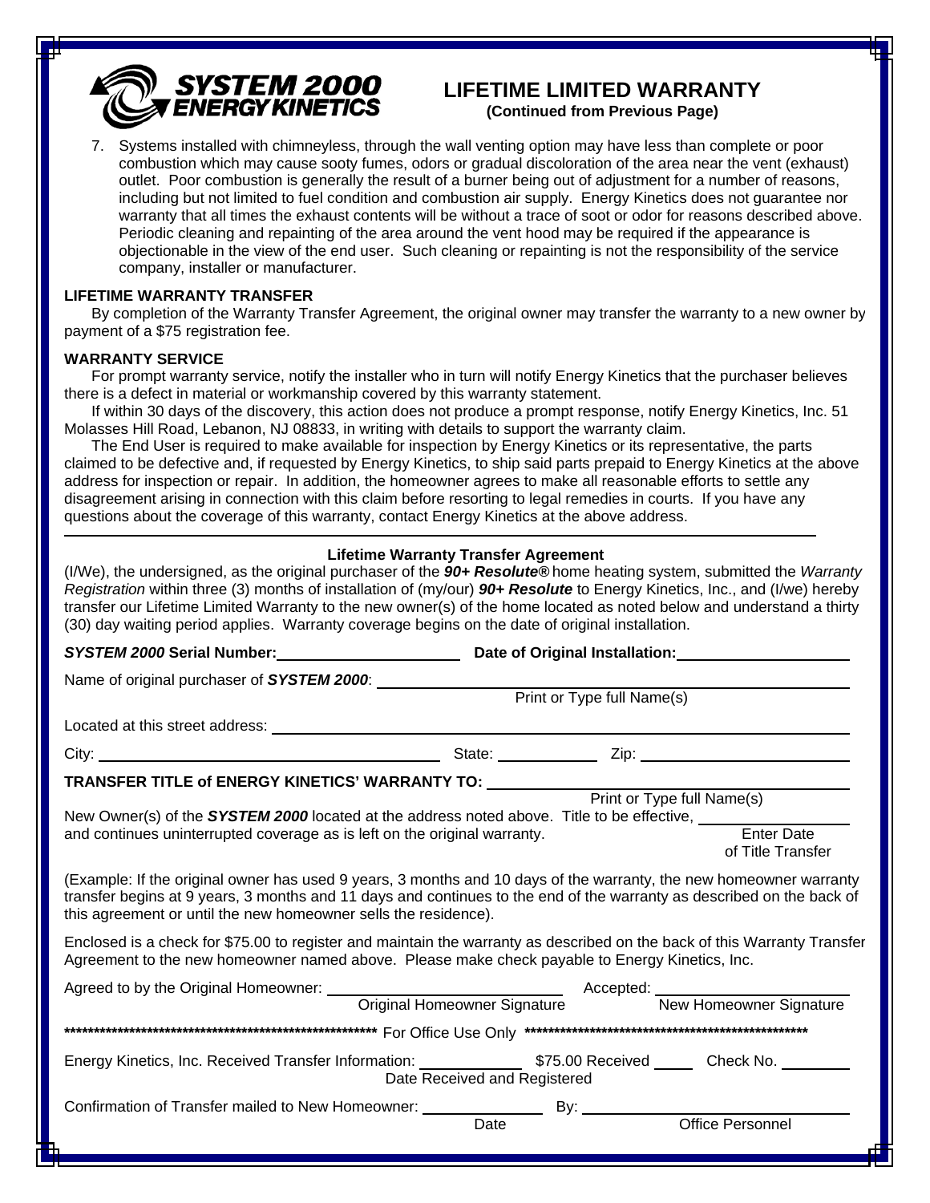SYSTEM 2000 ENERGY KINETICS

# LIFETIME LIMITED WARRANTY

**(Continued from Previous Page)**

7. Systems installed with chimneyless, through the wall venting option may have less than complete or poor combustion which may cause sooty fumes, odors or gradual discoloration of the area near the vent (exhaust) outlet. Poor combustion is generally the result of a burner being out of adjustment for a number of reasons, including but not limited to fuel condition and combustion air supply. Energy Kinetics does not guarantee nor warranty that all times the exhaust contents will be without a trace of soot or odor for reasons described above. Periodic cleaning and repainting of the area around the vent hood may be required if the appearance is objectionable in the view of the end user. Such cleaning or repainting is not the responsibility of the service company, installer or manufacturer.

**LIFETIME WARRANTY TRANSFER**

By completion of the Warranty Transfer Agreement, the original owner may transfer the warranty to a new owner by payment of a $75 registration fee.

**WARRANTY SERVICE**

For prompt warranty service, notify the installer who in turn will notify Energy Kinetics that the purchaser believes there is a defect in material or workmanship covered by this warranty statement.

If within 30 days of the discovery, this action does not produce a prompt response, notify Energy Kinetics, Inc. 51 Molasses Hill Road, Lebanon, NJ 08833, in writing with details to support the warranty claim.

The End User is required to make available for inspection by Energy Kinetics or its representative, the parts claimed to be defective and, if requested by Energy Kinetics, to ship said parts prepaid to Energy Kinetics at the above address for inspection or repair. In addition, the homeowner agrees to make all reasonable efforts to settle any disagreement arising in connection with this claim before resorting to legal remedies in courts. If you have any questions about the coverage of this warranty, contact Energy Kinetics at the above address.

---

**Lifetime Warranty Transfer Agreement**

(I/We), the undersigned, as the original purchaser of the ***90+ Resolute®*** home heating system, submitted the *Warranty Registration* within three (3) months of installation of (my/our) ***90+ Resolute*** to Energy Kinetics, Inc., and (I/we) hereby transfer our Lifetime Limited Warranty to the new owner(s) of the home located as noted below and understand a thirty (30) day waiting period applies. Warranty coverage begins on the date of original installation.

***SYSTEM 2000* Serial Number:** ____________________ **Date of Original Installation:** ____________________

Name of original purchaser of ***SYSTEM 2000***: ____________________
Print or Type full Name(s)

Located at this street address: ____________________

City: ____________________ State: __________ Zip: ____________________

**TRANSFER TITLE of ENERGY KINETICS' WARRANTY TO:** ____________________
Print or Type full Name(s)

New Owner(s) of the ***SYSTEM 2000*** located at the address noted above. Title to be effective, ____________ and continues uninterrupted coverage as is left on the original warranty.
Enter Date of Title Transfer

(Example: If the original owner has used 9 years, 3 months and 10 days of the warranty, the new homeowner warranty transfer begins at 9 years, 3 months and 11 days and continues to the end of the warranty as described on the back of this agreement or until the new homeowner sells the residence).

Enclosed is a check for $75.00 to register and maintain the warranty as described on the back of this Warranty Transfer Agreement to the new homeowner named above. Please make check payable to Energy Kinetics, Inc.

Agreed to by the Original Homeowner: ____________________ Accepted: ____________________
Original Homeowner Signature — New Homeowner Signature

****************************************************** For Office Use Only ************************************************

Energy Kinetics, Inc. Received Transfer Information: ____________ $75.00 Received _____ Check No. ________
Date Received and Registered

Confirmation of Transfer mailed to New Homeowner: ____________ By: ____________________
Date — Office Personnel